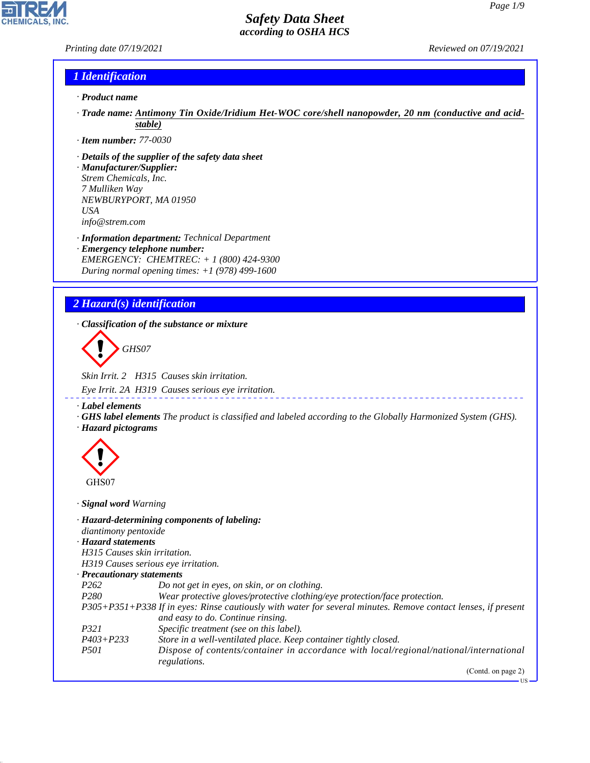# Safety Data Sheet
## according to OSHA HCS

Printing date 07/19/2021 Reviewed on 07/19/2021

## 1 Identification

· **Product name**

· **Trade name:** Antimony Tin Oxide/Iridium Het-WOC core/shell nanopowder, 20 nm (conductive and acid-stable)

· **Item number:** 77-0030

· **Details of the supplier of the safety data sheet**

· **Manufacturer/Supplier:**
Strem Chemicals, Inc.
7 Mulliken Way
NEWBURYPORT, MA 01950
USA
info@strem.com

· **Information department:** Technical Department

· **Emergency telephone number:**
EMERGENCY: CHEMTREC: + 1 (800) 424-9300
During normal opening times: +1 (978) 499-1600

## 2 Hazard(s) identification

· **Classification of the substance or mixture**

GHS07

Skin Irrit. 2 H315 Causes skin irritation.

Eye Irrit. 2A H319 Causes serious eye irritation.

· **Label elements**

· **GHS label elements** The product is classified and labeled according to the Globally Harmonized System (GHS).

· **Hazard pictograms**

GHS07

· **Signal word** Warning

· **Hazard-determining components of labeling:**
diantimony pentoxide

· **Hazard statements**
H315 Causes skin irritation.
H319 Causes serious eye irritation.

· **Precautionary statements**

| | |
|---|---|
| P262 | Do not get in eyes, on skin, or on clothing. |
| P280 | Wear protective gloves/protective clothing/eye protection/face protection. |
| P305+P351+P338 | If in eyes: Rinse cautiously with water for several minutes. Remove contact lenses, if present and easy to do. Continue rinsing. |
| P321 | Specific treatment (see on this label). |
| P403+P233 | Store in a well-ventilated place. Keep container tightly closed. |
| P501 | Dispose of contents/container in accordance with local/regional/national/international regulations. |

(Contd. on page 2)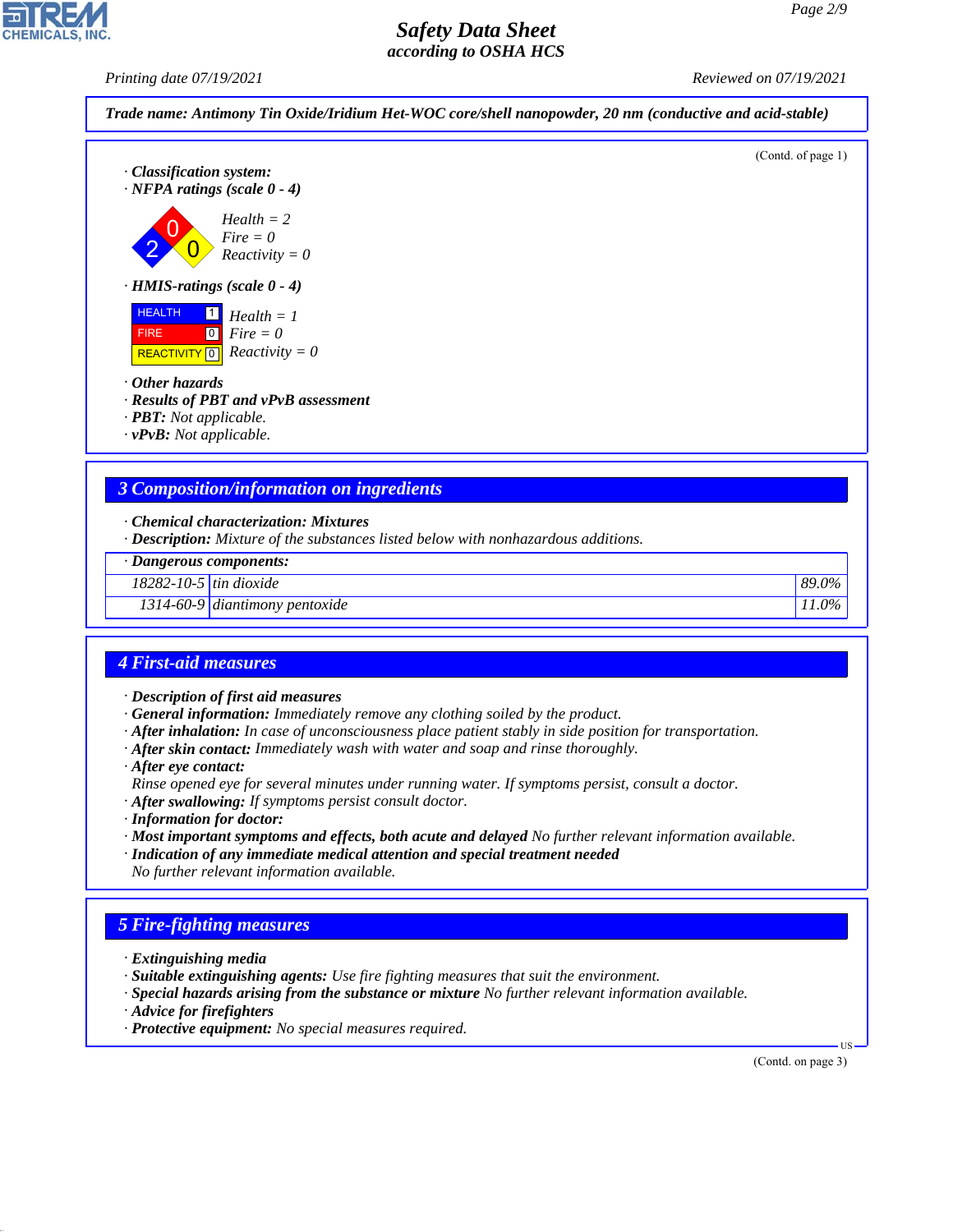**Trade name: Antimony Tin Oxide/Iridium Het-WOC core/shell nanopowder, 20 nm (conductive and acid-stable)**

(Contd. of page 1)

· **Classification system:**
· **NFPA ratings (scale 0 - 4)**

Health = 2
Fire = 0
Reactivity = 0

· **HMIS-ratings (scale 0 - 4)**

| | | |
|---|---|---|
| HEALTH | 1 | Health = 1 |
| FIRE | 0 | Fire = 0 |
| REACTIVITY | 0 | Reactivity = 0 |

· **Other hazards**
· **Results of PBT and vPvB assessment**
· **PBT:** Not applicable.
· **vPvB:** Not applicable.

## 3 Composition/information on ingredients

· **Chemical characterization: Mixtures**
· **Description:** Mixture of the substances listed below with nonhazardous additions.

| · Dangerous components: | | |
|---|---|---|
| 18282-10-5 | tin dioxide | 89.0% |
| 1314-60-9 | diantimony pentoxide | 11.0% |

## 4 First-aid measures

· **Description of first aid measures**
· **General information:** Immediately remove any clothing soiled by the product.
· **After inhalation:** In case of unconsciousness place patient stably in side position for transportation.
· **After skin contact:** Immediately wash with water and soap and rinse thoroughly.
· **After eye contact:**
Rinse opened eye for several minutes under running water. If symptoms persist, consult a doctor.
· **After swallowing:** If symptoms persist consult doctor.
· **Information for doctor:**
· **Most important symptoms and effects, both acute and delayed** No further relevant information available.
· **Indication of any immediate medical attention and special treatment needed**
No further relevant information available.

## 5 Fire-fighting measures

· **Extinguishing media**
· **Suitable extinguishing agents:** Use fire fighting measures that suit the environment.
· **Special hazards arising from the substance or mixture** No further relevant information available.
· **Advice for firefighters**
· **Protective equipment:** No special measures required.

(Contd. on page 3)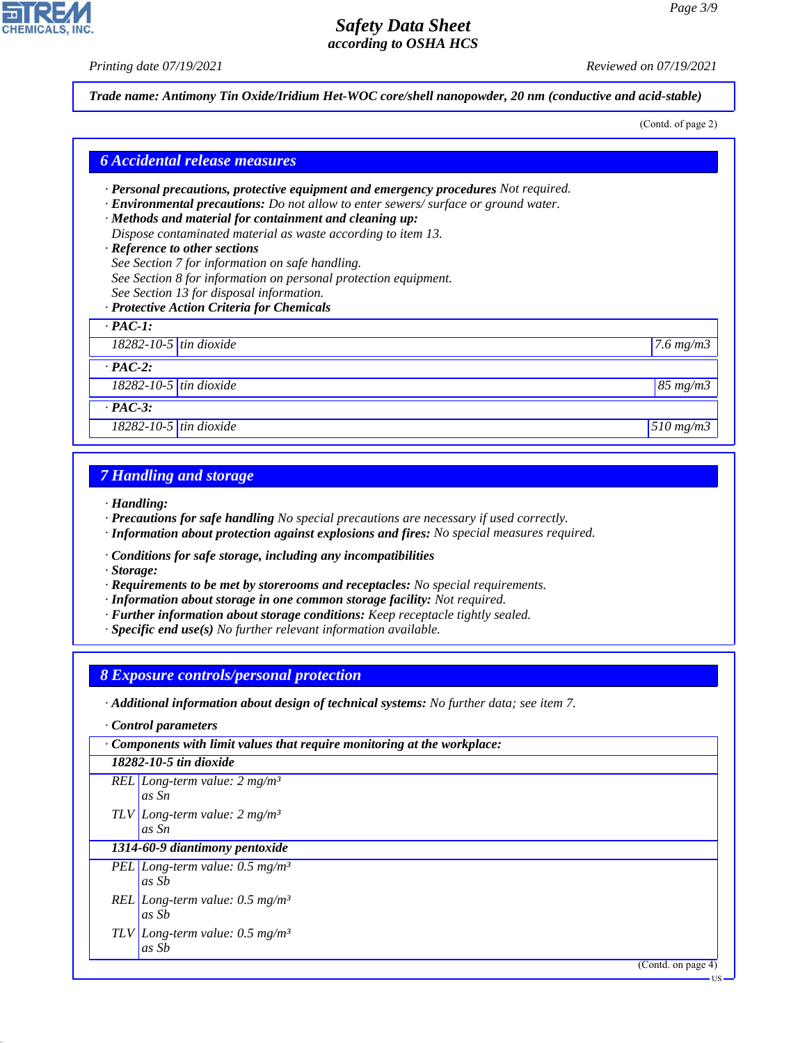*Trade name: Antimony Tin Oxide/Iridium Het-WOC core/shell nanopowder, 20 nm (conductive and acid-stable)*

(Contd. of page 2)

## 6 Accidental release measures

· **Personal precautions, protective equipment and emergency procedures** Not required.
· **Environmental precautions:** Do not allow to enter sewers/ surface or ground water.
· **Methods and material for containment and cleaning up:**
Dispose contaminated material as waste according to item 13.
· **Reference to other sections**
See Section 7 for information on safe handling.
See Section 8 for information on personal protection equipment.
See Section 13 for disposal information.
· **Protective Action Criteria for Chemicals**

| · **PAC-1:** | | |
|---|---|---|
| 18282-10-5 | tin dioxide | 7.6 mg/m3 |
| · **PAC-2:** | | |
| 18282-10-5 | tin dioxide | 85 mg/m3 |
| · **PAC-3:** | | |
| 18282-10-5 | tin dioxide | 510 mg/m3 |

## 7 Handling and storage

· **Handling:**
· **Precautions for safe handling** No special precautions are necessary if used correctly.
· **Information about protection against explosions and fires:** No special measures required.

· **Conditions for safe storage, including any incompatibilities**
· **Storage:**
· **Requirements to be met by storerooms and receptacles:** No special requirements.
· **Information about storage in one common storage facility:** Not required.
· **Further information about storage conditions:** Keep receptacle tightly sealed.
· **Specific end use(s)** No further relevant information available.

## 8 Exposure controls/personal protection

· **Additional information about design of technical systems:** No further data; see item 7.

· **Control parameters**

| · **Components with limit values that require monitoring at the workplace:** | |
|---|---|
| **18282-10-5 tin dioxide** | |
| REL | Long-term value: 2 mg/m³ as Sn |
| TLV | Long-term value: 2 mg/m³ as Sn |
| **1314-60-9 diantimony pentoxide** | |
| PEL | Long-term value: 0.5 mg/m³ as Sb |
| REL | Long-term value: 0.5 mg/m³ as Sb |
| TLV | Long-term value: 0.5 mg/m³ as Sb |

(Contd. on page 4)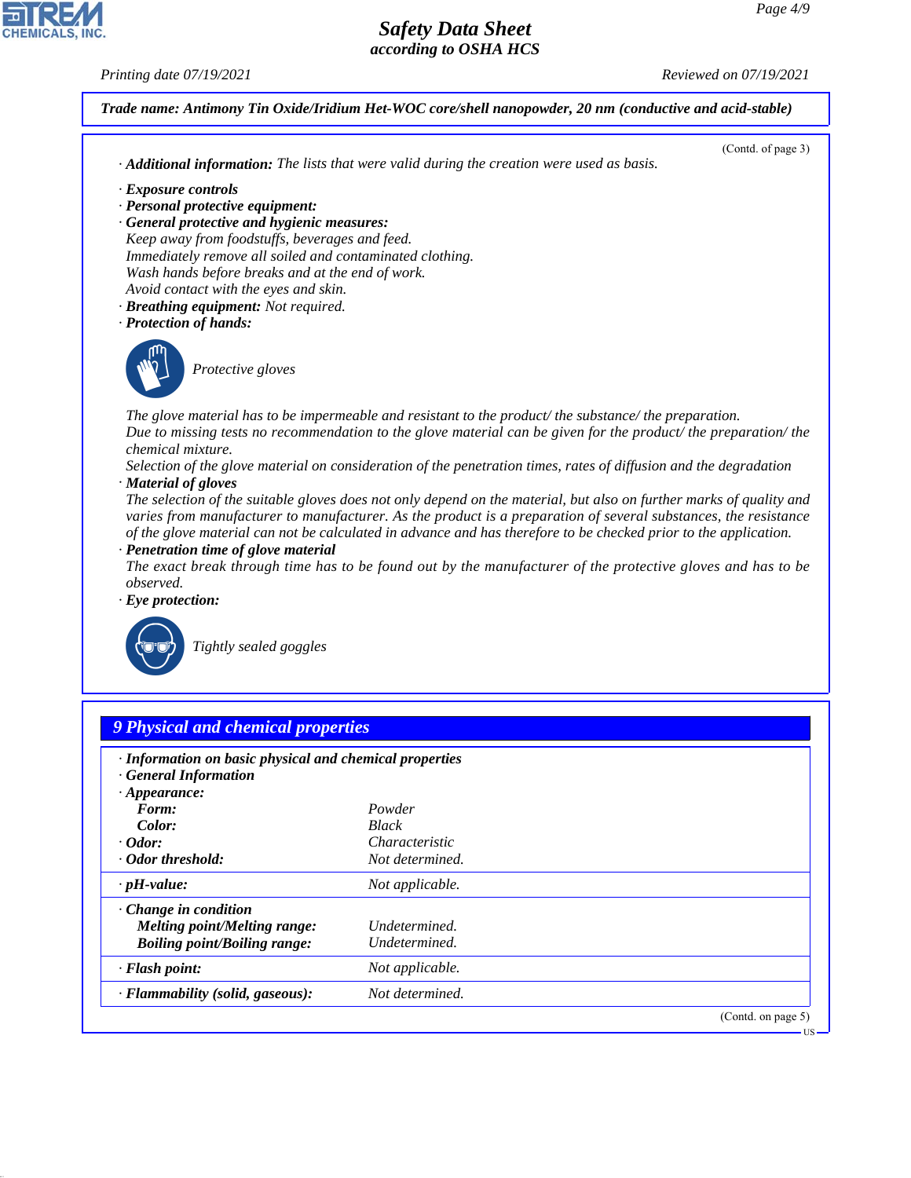**Trade name: Antimony Tin Oxide/Iridium Het-WOC core/shell nanopowder, 20 nm (conductive and acid-stable)**

(Contd. of page 3)

· **Additional information:** The lists that were valid during the creation were used as basis.

· **Exposure controls**
· **Personal protective equipment:**
· **General protective and hygienic measures:**
Keep away from foodstuffs, beverages and feed.
Immediately remove all soiled and contaminated clothing.
Wash hands before breaks and at the end of work.
Avoid contact with the eyes and skin.
· **Breathing equipment:** Not required.
· **Protection of hands:**

Protective gloves

The glove material has to be impermeable and resistant to the product/ the substance/ the preparation.
Due to missing tests no recommendation to the glove material can be given for the product/ the preparation/ the chemical mixture.
Selection of the glove material on consideration of the penetration times, rates of diffusion and the degradation
· **Material of gloves**
The selection of the suitable gloves does not only depend on the material, but also on further marks of quality and varies from manufacturer to manufacturer. As the product is a preparation of several substances, the resistance of the glove material can not be calculated in advance and has therefore to be checked prior to the application.
· **Penetration time of glove material**
The exact break through time has to be found out by the manufacturer of the protective gloves and has to be observed.
· **Eye protection:**

Tightly sealed goggles

## 9 Physical and chemical properties

· **Information on basic physical and chemical properties**
· **General Information**
· **Appearance:**

| | |
|---|---|
| **Form:** | Powder |
| **Color:** | Black |
| · **Odor:** | Characteristic |
| · **Odor threshold:** | Not determined. |
| · **pH-value:** | Not applicable. |
| · **Change in condition** | |
| **Melting point/Melting range:** | Undetermined. |
| **Boiling point/Boiling range:** | Undetermined. |
| · **Flash point:** | Not applicable. |
| · **Flammability (solid, gaseous):** | Not determined. |

(Contd. on page 5)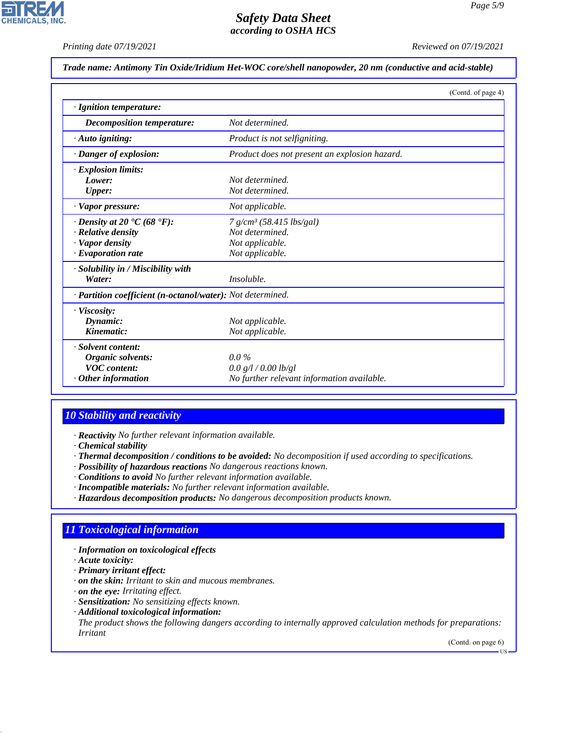**Trade name: Antimony Tin Oxide/Iridium Het-WOC core/shell nanopowder, 20 nm (conductive and acid-stable)**

(Contd. of page 4)

| | |
|---|---|
| · **Ignition temperature:** | |
| **Decomposition temperature:** | Not determined. |
| · **Auto igniting:** | Product is not selfigniting. |
| · **Danger of explosion:** | Product does not present an explosion hazard. |
| · **Explosion limits:** | |
| **Lower:** | Not determined. |
| **Upper:** | Not determined. |
| · **Vapor pressure:** | Not applicable. |
| · **Density at 20 °C (68 °F):** | 7 g/cm³ (58.415 lbs/gal) |
| · **Relative density** | Not determined. |
| · **Vapor density** | Not applicable. |
| · **Evaporation rate** | Not applicable. |
| · **Solubility in / Miscibility with** | |
| **Water:** | Insoluble. |
| · **Partition coefficient (n-octanol/water):** | Not determined. |
| · **Viscosity:** | |
| **Dynamic:** | Not applicable. |
| **Kinematic:** | Not applicable. |
| · **Solvent content:** | |
| **Organic solvents:** | 0.0 % |
| **VOC content:** | 0.0 g/l / 0.00 lb/gl |
| · **Other information** | No further relevant information available. |

## 10 Stability and reactivity

· **Reactivity** No further relevant information available.
· **Chemical stability**
· **Thermal decomposition / conditions to be avoided:** No decomposition if used according to specifications.
· **Possibility of hazardous reactions** No dangerous reactions known.
· **Conditions to avoid** No further relevant information available.
· **Incompatible materials:** No further relevant information available.
· **Hazardous decomposition products:** No dangerous decomposition products known.

## 11 Toxicological information

· **Information on toxicological effects**
· **Acute toxicity:**
· **Primary irritant effect:**
· **on the skin:** Irritant to skin and mucous membranes.
· **on the eye:** Irritating effect.
· **Sensitization:** No sensitizing effects known.
· **Additional toxicological information:**
The product shows the following dangers according to internally approved calculation methods for preparations:
Irritant

(Contd. on page 6)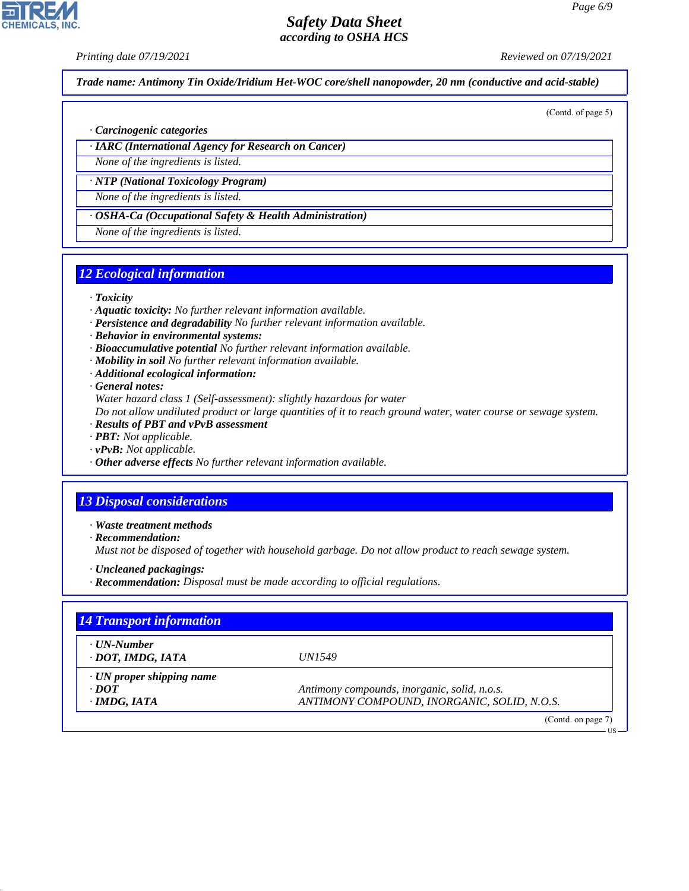Trade name: Antimony Tin Oxide/Iridium Het-WOC core/shell nanopowder, 20 nm (conductive and acid-stable)

(Contd. of page 5)

· **Carcinogenic categories**

· **IARC (International Agency for Research on Cancer)**

None of the ingredients is listed.

· **NTP (National Toxicology Program)**

None of the ingredients is listed.

· **OSHA-Ca (Occupational Safety & Health Administration)**

None of the ingredients is listed.

## 12 Ecological information

· **Toxicity**
· **Aquatic toxicity:** No further relevant information available.
· **Persistence and degradability** No further relevant information available.
· **Behavior in environmental systems:**
· **Bioaccumulative potential** No further relevant information available.
· **Mobility in soil** No further relevant information available.
· **Additional ecological information:**
· **General notes:**
Water hazard class 1 (Self-assessment): slightly hazardous for water
Do not allow undiluted product or large quantities of it to reach ground water, water course or sewage system.
· **Results of PBT and vPvB assessment**
· **PBT:** Not applicable.
· **vPvB:** Not applicable.
· **Other adverse effects** No further relevant information available.

## 13 Disposal considerations

· **Waste treatment methods**
· **Recommendation:**
Must not be disposed of together with household garbage. Do not allow product to reach sewage system.

· **Uncleaned packagings:**
· **Recommendation:** Disposal must be made according to official regulations.

## 14 Transport information

| | |
|---|---|
| · **UN-Number** | |
| · **DOT, IMDG, IATA** | UN1549 |
| · **UN proper shipping name** | |
| · **DOT** | Antimony compounds, inorganic, solid, n.o.s. |
| · **IMDG, IATA** | ANTIMONY COMPOUND, INORGANIC, SOLID, N.O.S. |

(Contd. on page 7)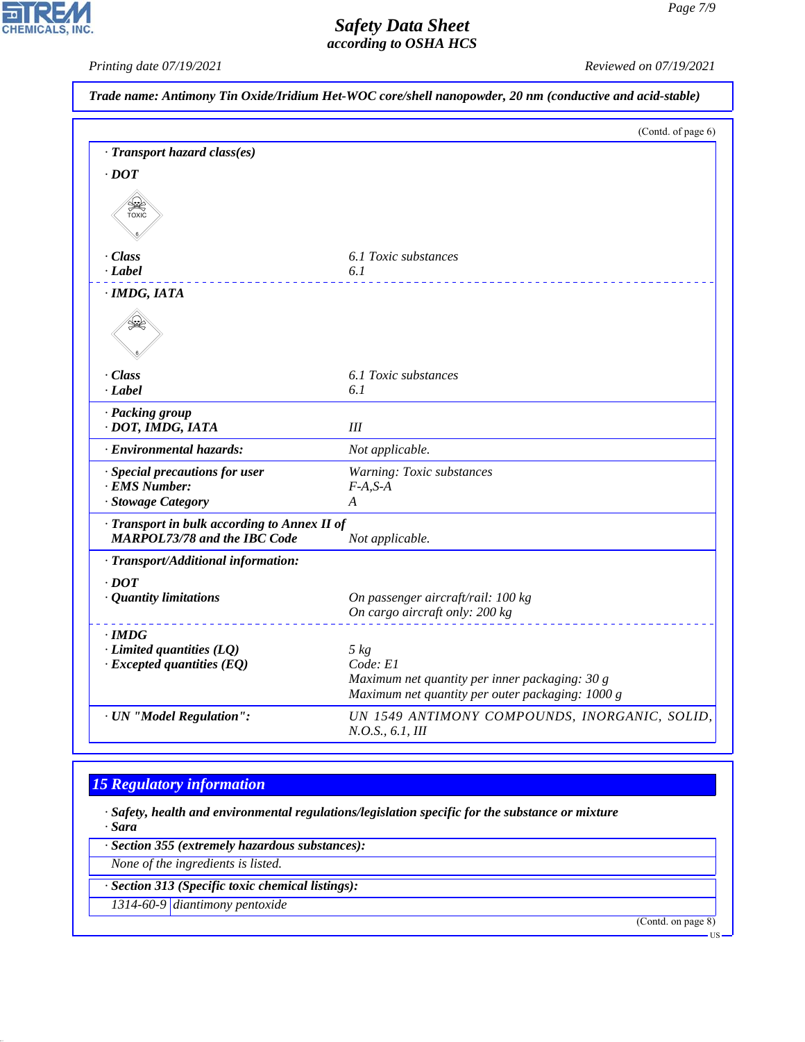**Trade name: Antimony Tin Oxide/Iridium Het-WOC core/shell nanopowder, 20 nm (conductive and acid-stable)**

(Contd. of page 6)

**· Transport hazard class(es)**

**· DOT**

| | |
|---|---|
| **· Class** | 6.1 Toxic substances |
| **· Label** | 6.1 |

**· IMDG, IATA**

| | |
|---|---|
| **· Class** | 6.1 Toxic substances |
| **· Label** | 6.1 |

| | |
|---|---|
| **· Packing group**<br>**· DOT, IMDG, IATA** | III |
| **· Environmental hazards:** | Not applicable. |
| **· Special precautions for user** | Warning: Toxic substances |
| **· EMS Number:** | F-A,S-A |
| **· Stowage Category** | A |
| **· Transport in bulk according to Annex II of MARPOL73/78 and the IBC Code** | Not applicable. |

**· Transport/Additional information:**

**· DOT**

| | |
|---|---|
| **· Quantity limitations** | On passenger aircraft/rail: 100 kg<br>On cargo aircraft only: 200 kg |

**· IMDG**

| | |
|---|---|
| **· Limited quantities (LQ)** | 5 kg |
| **· Excepted quantities (EQ)** | Code: E1<br>Maximum net quantity per inner packaging: 30 g<br>Maximum net quantity per outer packaging: 1000 g |

| | |
|---|---|
| **· UN "Model Regulation":** | UN 1549 ANTIMONY COMPOUNDS, INORGANIC, SOLID, N.O.S., 6.1, III |

## 15 Regulatory information

**· Safety, health and environmental regulations/legislation specific for the substance or mixture**
**· Sara**

**· Section 355 (extremely hazardous substances):**

None of the ingredients is listed.

**· Section 313 (Specific toxic chemical listings):**

| | |
|---|---|
| 1314-60-9 | diantimony pentoxide |

(Contd. on page 8)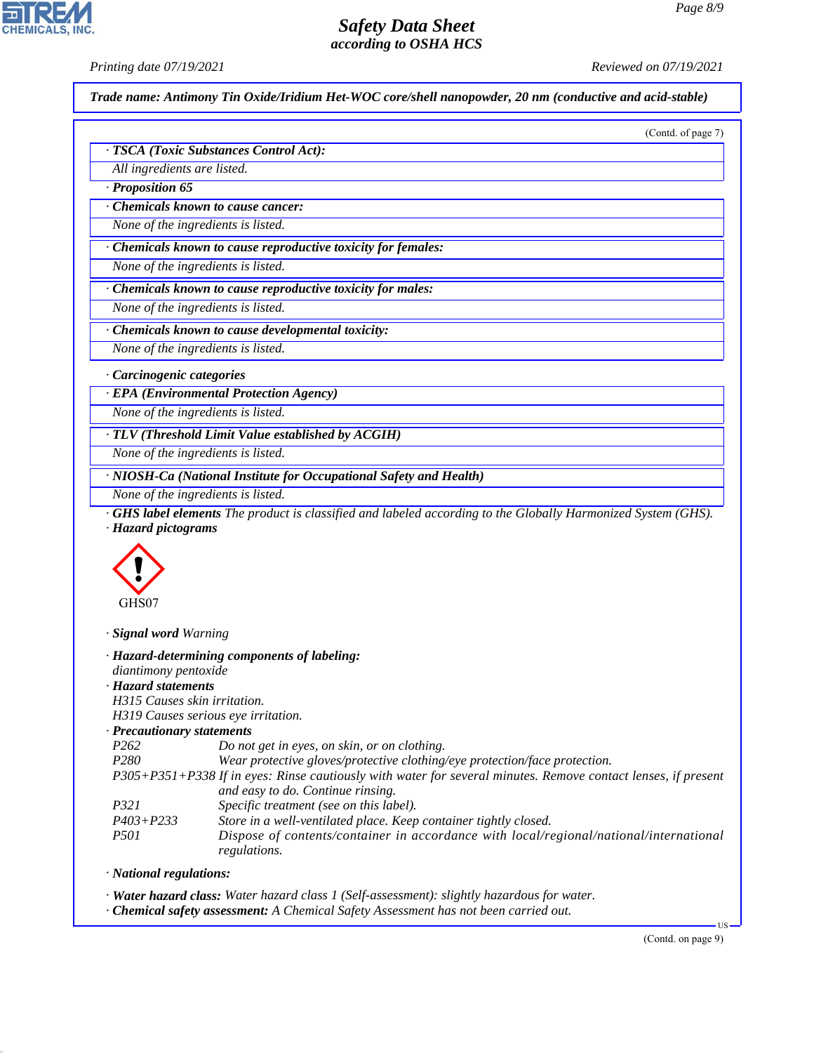**Trade name: Antimony Tin Oxide/Iridium Het-WOC core/shell nanopowder, 20 nm (conductive and acid-stable)**

(Contd. of page 7)

· **TSCA (Toxic Substances Control Act):**

All ingredients are listed.

· **Proposition 65**

· **Chemicals known to cause cancer:**

None of the ingredients is listed.

· **Chemicals known to cause reproductive toxicity for females:**

None of the ingredients is listed.

· **Chemicals known to cause reproductive toxicity for males:**

None of the ingredients is listed.

· **Chemicals known to cause developmental toxicity:**

None of the ingredients is listed.

· **Carcinogenic categories**

· **EPA (Environmental Protection Agency)**

None of the ingredients is listed.

· **TLV (Threshold Limit Value established by ACGIH)**

None of the ingredients is listed.

· **NIOSH-Ca (National Institute for Occupational Safety and Health)**

None of the ingredients is listed.

· **GHS label elements** The product is classified and labeled according to the Globally Harmonized System (GHS).

· **Hazard pictograms**

GHS07

· **Signal word** Warning

· **Hazard-determining components of labeling:**

diantimony pentoxide

· **Hazard statements**

H315 Causes skin irritation.

H319 Causes serious eye irritation.

· **Precautionary statements**

| | |
|---|---|
| P262 | Do not get in eyes, on skin, or on clothing. |
| P280 | Wear protective gloves/protective clothing/eye protection/face protection. |
| P305+P351+P338 | If in eyes: Rinse cautiously with water for several minutes. Remove contact lenses, if present and easy to do. Continue rinsing. |
| P321 | Specific treatment (see on this label). |
| P403+P233 | Store in a well-ventilated place. Keep container tightly closed. |
| P501 | Dispose of contents/container in accordance with local/regional/national/international regulations. |

· **National regulations:**

· **Water hazard class:** Water hazard class 1 (Self-assessment): slightly hazardous for water.

· **Chemical safety assessment:** A Chemical Safety Assessment has not been carried out.

(Contd. on page 9)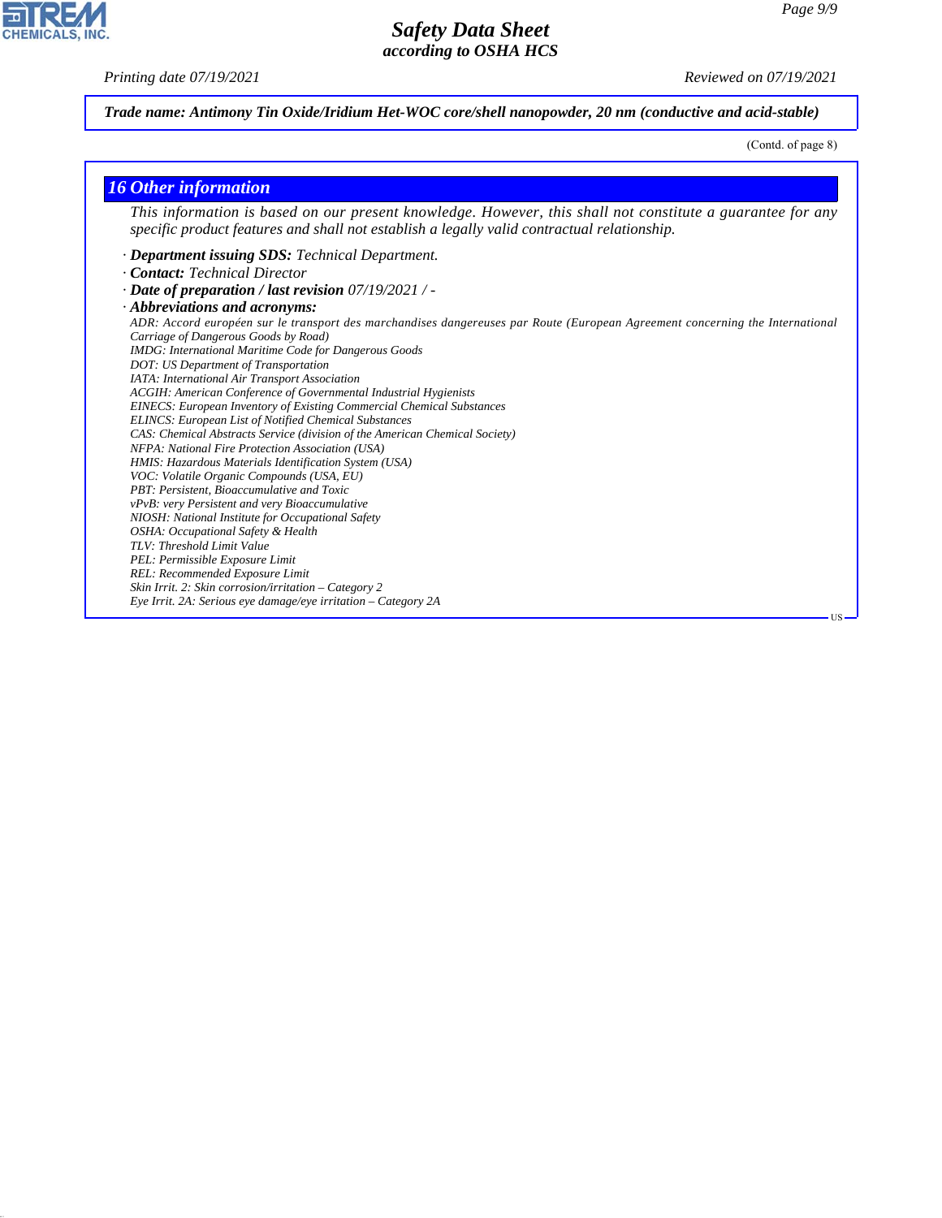*Trade name: Antimony Tin Oxide/Iridium Het-WOC core/shell nanopowder, 20 nm (conductive and acid-stable)*

(Contd. of page 8)

## 16 Other information

*This information is based on our present knowledge. However, this shall not constitute a guarantee for any specific product features and shall not establish a legally valid contractual relationship.*

· ***Department issuing SDS:*** *Technical Department.*
· ***Contact:*** *Technical Director*
· ***Date of preparation / last revision*** *07/19/2021 / -*
· ***Abbreviations and acronyms:***
*ADR: Accord européen sur le transport des marchandises dangereuses par Route (European Agreement concerning the International Carriage of Dangerous Goods by Road)*
*IMDG: International Maritime Code for Dangerous Goods*
*DOT: US Department of Transportation*
*IATA: International Air Transport Association*
*ACGIH: American Conference of Governmental Industrial Hygienists*
*EINECS: European Inventory of Existing Commercial Chemical Substances*
*ELINCS: European List of Notified Chemical Substances*
*CAS: Chemical Abstracts Service (division of the American Chemical Society)*
*NFPA: National Fire Protection Association (USA)*
*HMIS: Hazardous Materials Identification System (USA)*
*VOC: Volatile Organic Compounds (USA, EU)*
*PBT: Persistent, Bioaccumulative and Toxic*
*vPvB: very Persistent and very Bioaccumulative*
*NIOSH: National Institute for Occupational Safety*
*OSHA: Occupational Safety & Health*
*TLV: Threshold Limit Value*
*PEL: Permissible Exposure Limit*
*REL: Recommended Exposure Limit*
*Skin Irrit. 2: Skin corrosion/irritation – Category 2*
*Eye Irrit. 2A: Serious eye damage/eye irritation – Category 2A*

US